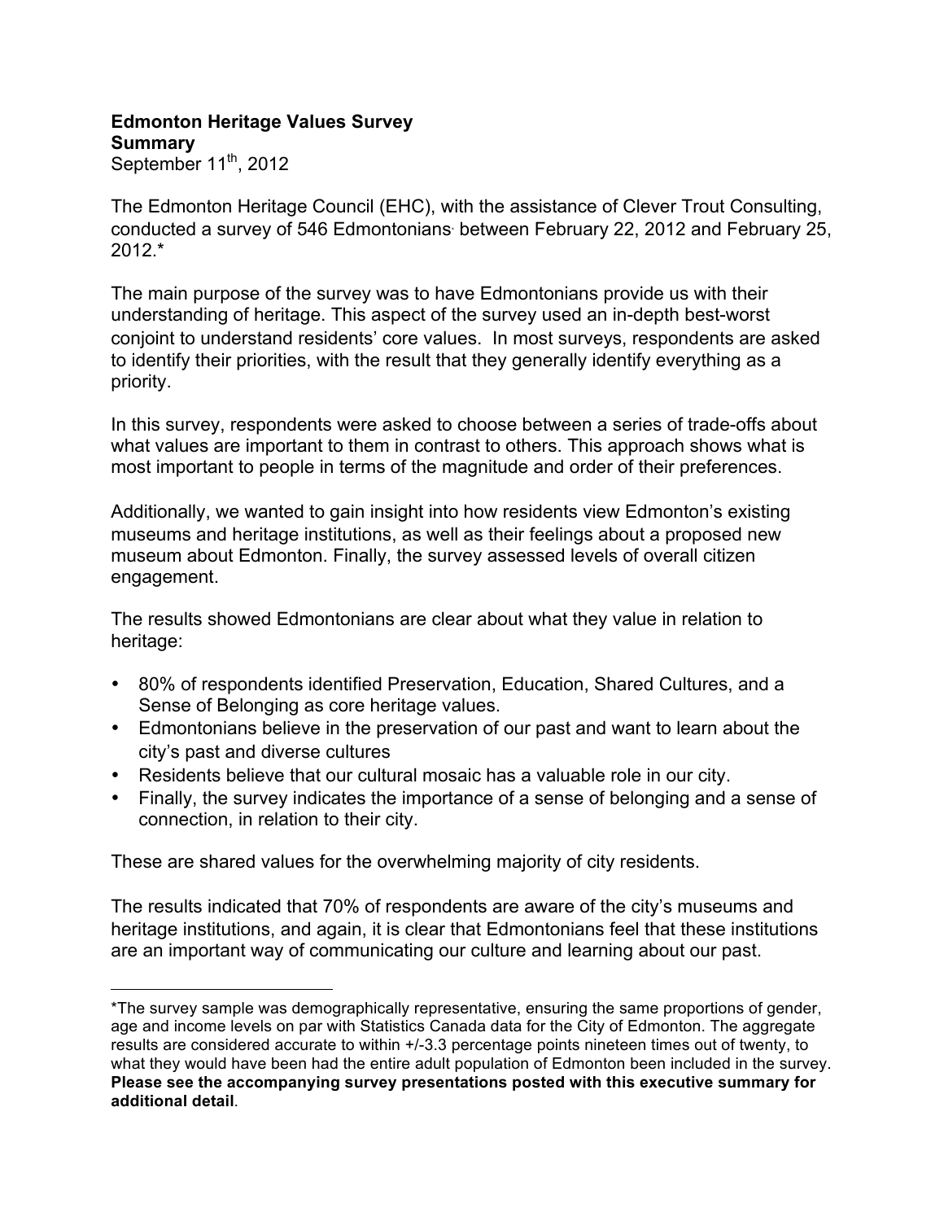**Edmonton Heritage Values Survey**
**Summary**
September 11th, 2012

The Edmonton Heritage Council (EHC), with the assistance of Clever Trout Consulting, conducted a survey of 546 Edmontonians between February 22, 2012 and February 25, 2012.*

The main purpose of the survey was to have Edmontonians provide us with their understanding of heritage. This aspect of the survey used an in-depth best-worst conjoint to understand residents' core values. In most surveys, respondents are asked to identify their priorities, with the result that they generally identify everything as a priority.

In this survey, respondents were asked to choose between a series of trade-offs about what values are important to them in contrast to others. This approach shows what is most important to people in terms of the magnitude and order of their preferences.

Additionally, we wanted to gain insight into how residents view Edmonton's existing museums and heritage institutions, as well as their feelings about a proposed new museum about Edmonton. Finally, the survey assessed levels of overall citizen engagement.

The results showed Edmontonians are clear about what they value in relation to heritage:

- 80% of respondents identified Preservation, Education, Shared Cultures, and a Sense of Belonging as core heritage values.
- Edmontonians believe in the preservation of our past and want to learn about the city's past and diverse cultures
- Residents believe that our cultural mosaic has a valuable role in our city.
- Finally, the survey indicates the importance of a sense of belonging and a sense of connection, in relation to their city.

These are shared values for the overwhelming majority of city residents.

The results indicated that 70% of respondents are aware of the city's museums and heritage institutions, and again, it is clear that Edmontonians feel that these institutions are an important way of communicating our culture and learning about our past.

---

*The survey sample was demographically representative, ensuring the same proportions of gender, age and income levels on par with Statistics Canada data for the City of Edmonton. The aggregate results are considered accurate to within +/-3.3 percentage points nineteen times out of twenty, to what they would have been had the entire adult population of Edmonton been included in the survey. **Please see the accompanying survey presentations posted with this executive summary for additional detail**.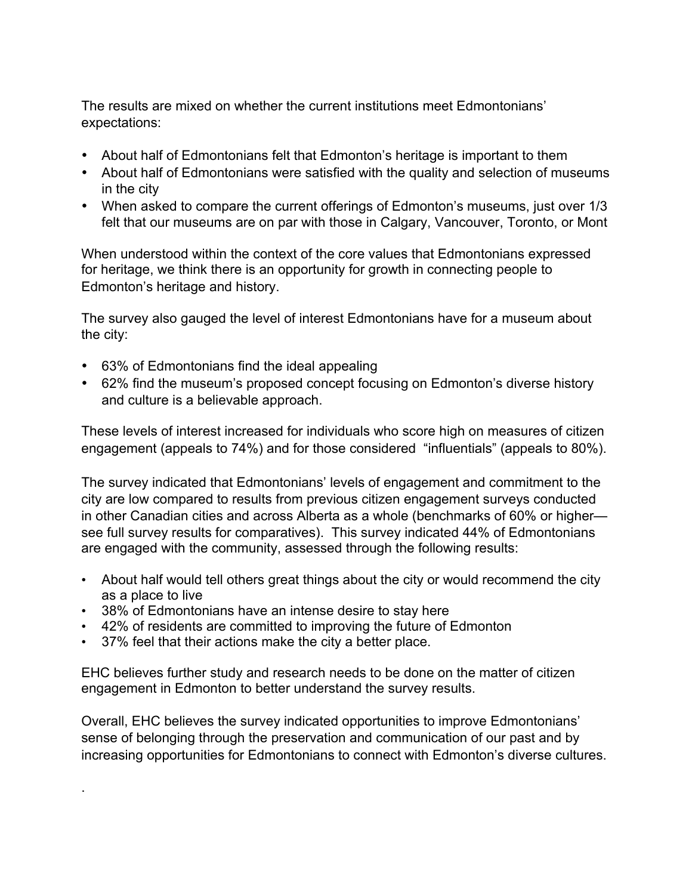The results are mixed on whether the current institutions meet Edmontonians' expectations:

- About half of Edmontonians felt that Edmonton's heritage is important to them
- About half of Edmontonians were satisfied with the quality and selection of museums in the city
- When asked to compare the current offerings of Edmonton's museums, just over 1/3 felt that our museums are on par with those in Calgary, Vancouver, Toronto, or Mont

When understood within the context of the core values that Edmontonians expressed for heritage, we think there is an opportunity for growth in connecting people to Edmonton's heritage and history.

The survey also gauged the level of interest Edmontonians have for a museum about the city:

- 63% of Edmontonians find the ideal appealing
- 62% find the museum's proposed concept focusing on Edmonton's diverse history and culture is a believable approach.

These levels of interest increased for individuals who score high on measures of citizen engagement (appeals to 74%) and for those considered "influentials" (appeals to 80%).

The survey indicated that Edmontonians' levels of engagement and commitment to the city are low compared to results from previous citizen engagement surveys conducted in other Canadian cities and across Alberta as a whole (benchmarks of 60% or higher—see full survey results for comparatives). This survey indicated 44% of Edmontonians are engaged with the community, assessed through the following results:

- About half would tell others great things about the city or would recommend the city as a place to live
- 38% of Edmontonians have an intense desire to stay here
- 42% of residents are committed to improving the future of Edmonton
- 37% feel that their actions make the city a better place.

EHC believes further study and research needs to be done on the matter of citizen engagement in Edmonton to better understand the survey results.

Overall, EHC believes the survey indicated opportunities to improve Edmontonians' sense of belonging through the preservation and communication of our past and by increasing opportunities for Edmontonians to connect with Edmonton's diverse cultures.

.